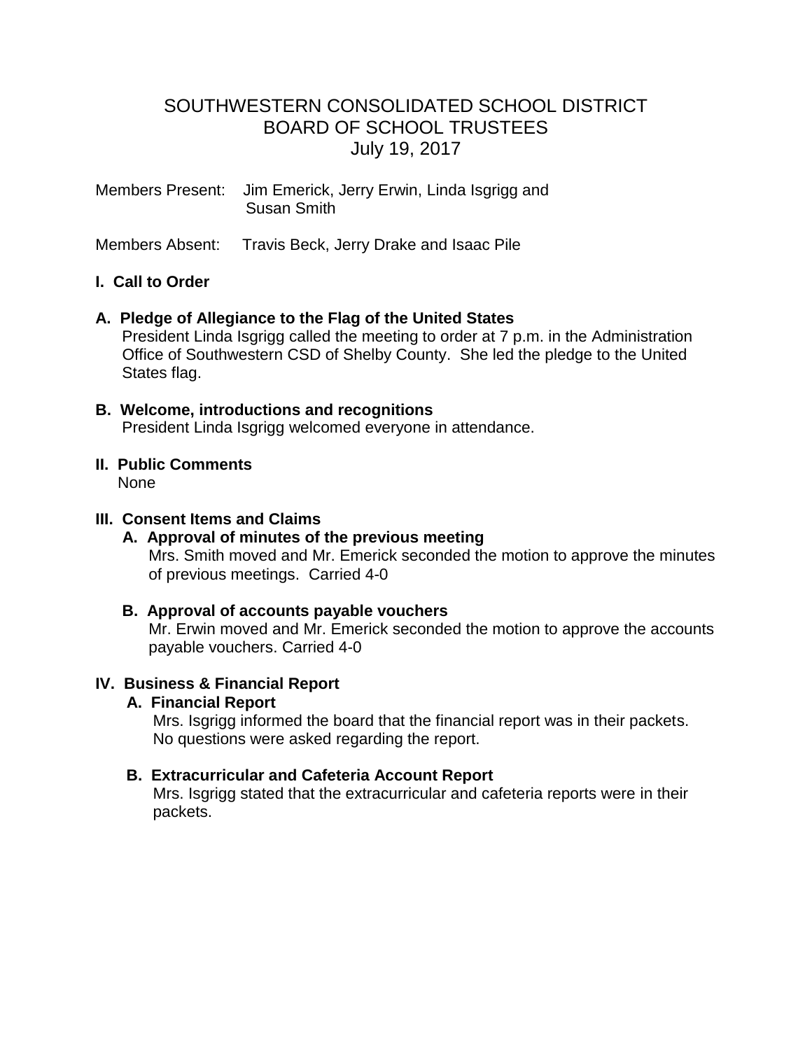# SOUTHWESTERN CONSOLIDATED SCHOOL DISTRICT
## BOARD OF SCHOOL TRUSTEES
### July 19, 2017

Members Present: Jim Emerick, Jerry Erwin, Linda Isgrigg and Susan Smith

Members Absent: Travis Beck, Jerry Drake and Isaac Pile

**I. Call to Order**

**A. Pledge of Allegiance to the Flag of the United States**

President Linda Isgrigg called the meeting to order at 7 p.m. in the Administration Office of Southwestern CSD of Shelby County. She led the pledge to the United States flag.

**B. Welcome, introductions and recognitions**

President Linda Isgrigg welcomed everyone in attendance.

**II. Public Comments**

None

**III. Consent Items and Claims**

**A. Approval of minutes of the previous meeting**

Mrs. Smith moved and Mr. Emerick seconded the motion to approve the minutes of previous meetings. Carried 4-0

**B. Approval of accounts payable vouchers**

Mr. Erwin moved and Mr. Emerick seconded the motion to approve the accounts payable vouchers. Carried 4-0

**IV. Business & Financial Report**

**A. Financial Report**

Mrs. Isgrigg informed the board that the financial report was in their packets. No questions were asked regarding the report.

**B. Extracurricular and Cafeteria Account Report**

Mrs. Isgrigg stated that the extracurricular and cafeteria reports were in their packets.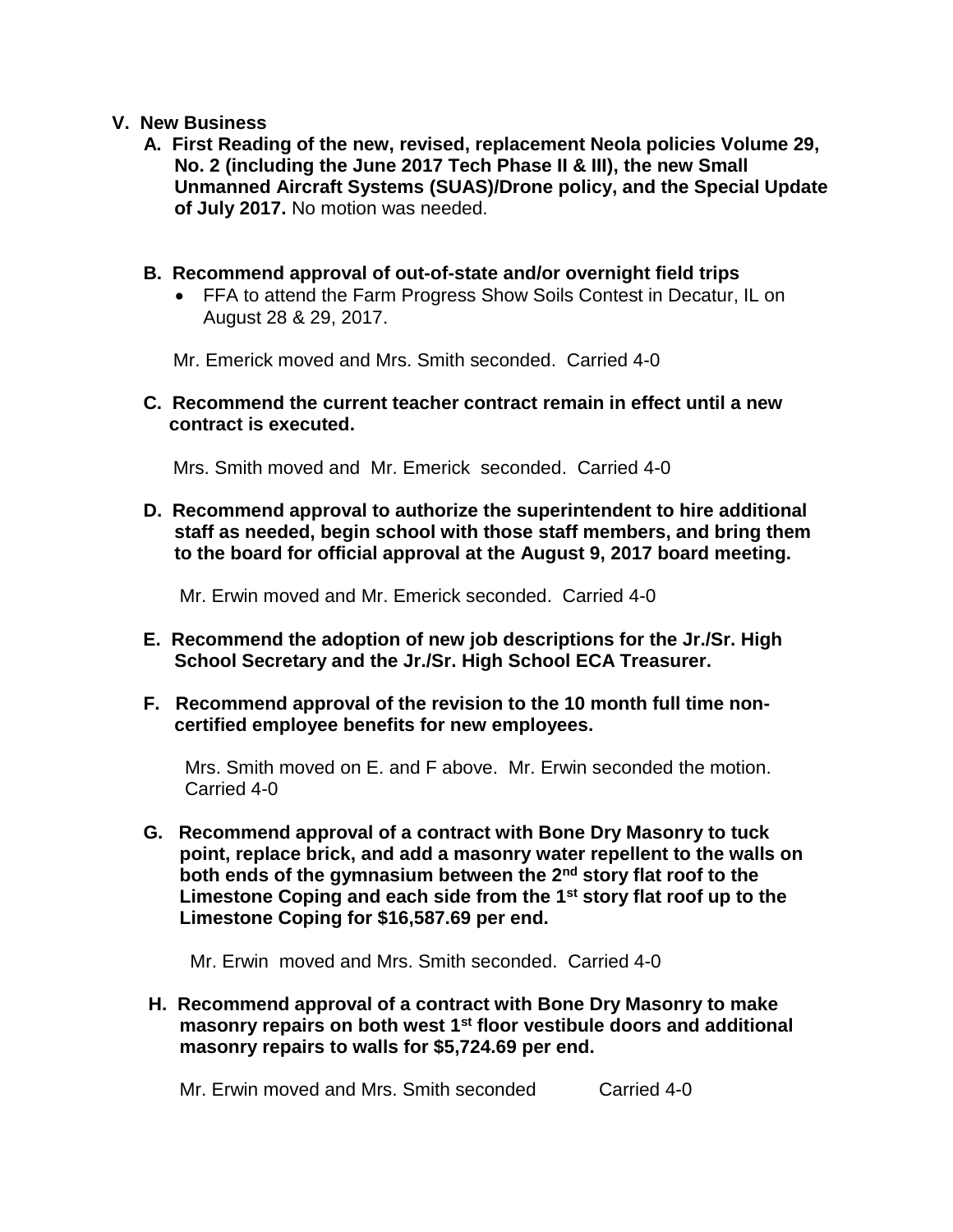## V. New Business

**A. First Reading of the new, revised, replacement Neola policies Volume 29, No. 2 (including the June 2017 Tech Phase II & III), the new Small Unmanned Aircraft Systems (SUAS)/Drone policy, and the Special Update of July 2017.** No motion was needed.

**B. Recommend approval of out-of-state and/or overnight field trips**

- FFA to attend the Farm Progress Show Soils Contest in Decatur, IL on August 28 & 29, 2017.

Mr. Emerick moved and Mrs. Smith seconded. Carried 4-0

**C. Recommend the current teacher contract remain in effect until a new contract is executed.**

Mrs. Smith moved and Mr. Emerick seconded. Carried 4-0

**D. Recommend approval to authorize the superintendent to hire additional staff as needed, begin school with those staff members, and bring them to the board for official approval at the August 9, 2017 board meeting.**

Mr. Erwin moved and Mr. Emerick seconded. Carried 4-0

**E. Recommend the adoption of new job descriptions for the Jr./Sr. High School Secretary and the Jr./Sr. High School ECA Treasurer.**

**F. Recommend approval of the revision to the 10 month full time non-certified employee benefits for new employees.**

Mrs. Smith moved on E. and F above. Mr. Erwin seconded the motion. Carried 4-0

**G. Recommend approval of a contract with Bone Dry Masonry to tuck point, replace brick, and add a masonry water repellent to the walls on both ends of the gymnasium between the 2nd story flat roof to the Limestone Coping and each side from the 1st story flat roof up to the Limestone Coping for $16,587.69 per end.**

Mr. Erwin moved and Mrs. Smith seconded. Carried 4-0

**H. Recommend approval of a contract with Bone Dry Masonry to make masonry repairs on both west 1st floor vestibule doors and additional masonry repairs to walls for $5,724.69 per end.**

Mr. Erwin moved and Mrs. Smith seconded Carried 4-0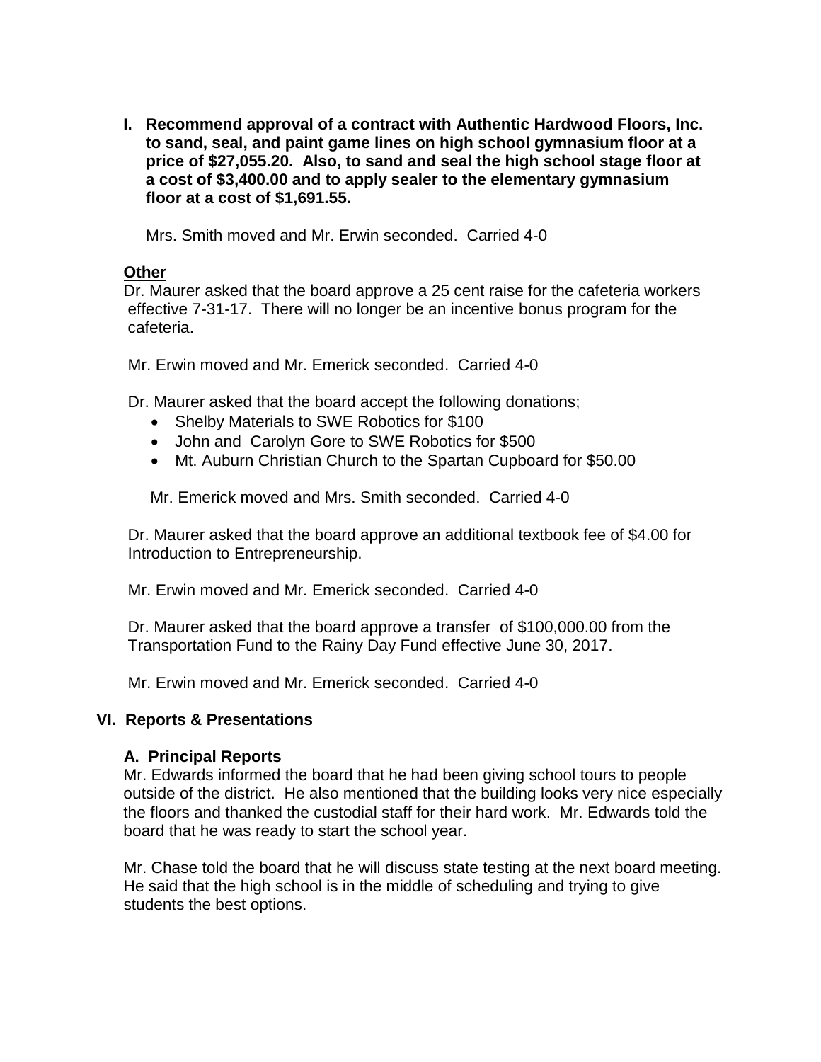**I. Recommend approval of a contract with Authentic Hardwood Floors, Inc. to sand, seal, and paint game lines on high school gymnasium floor at a price of $27,055.20. Also, to sand and seal the high school stage floor at a cost of $3,400.00 and to apply sealer to the elementary gymnasium floor at a cost of $1,691.55.**

Mrs. Smith moved and Mr. Erwin seconded. Carried 4-0

**Other**

Dr. Maurer asked that the board approve a 25 cent raise for the cafeteria workers effective 7-31-17. There will no longer be an incentive bonus program for the cafeteria.

Mr. Erwin moved and Mr. Emerick seconded. Carried 4-0

Dr. Maurer asked that the board accept the following donations;

- Shelby Materials to SWE Robotics for $100
- John and Carolyn Gore to SWE Robotics for $500
- Mt. Auburn Christian Church to the Spartan Cupboard for $50.00

Mr. Emerick moved and Mrs. Smith seconded. Carried 4-0

Dr. Maurer asked that the board approve an additional textbook fee of $4.00 for Introduction to Entrepreneurship.

Mr. Erwin moved and Mr. Emerick seconded. Carried 4-0

Dr. Maurer asked that the board approve a transfer of $100,000.00 from the Transportation Fund to the Rainy Day Fund effective June 30, 2017.

Mr. Erwin moved and Mr. Emerick seconded. Carried 4-0

## VI. Reports & Presentations

### A. Principal Reports

Mr. Edwards informed the board that he had been giving school tours to people outside of the district. He also mentioned that the building looks very nice especially the floors and thanked the custodial staff for their hard work. Mr. Edwards told the board that he was ready to start the school year.

Mr. Chase told the board that he will discuss state testing at the next board meeting. He said that the high school is in the middle of scheduling and trying to give students the best options.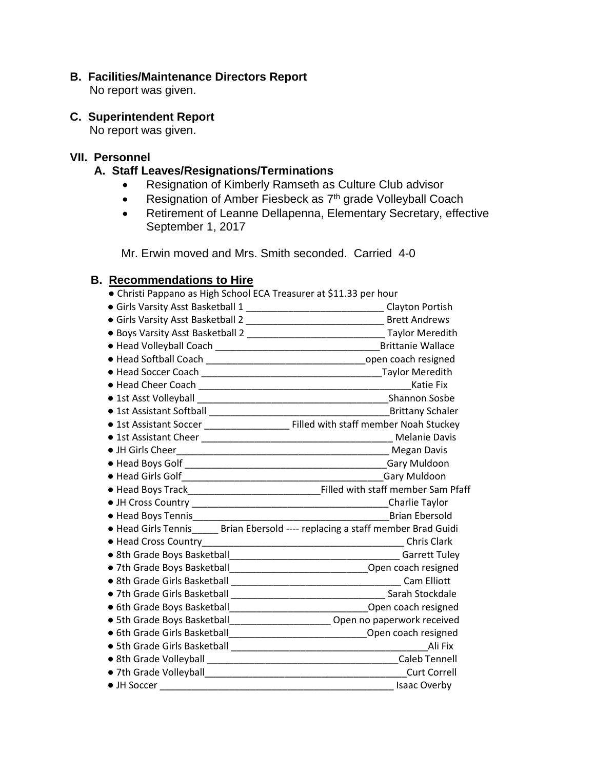## B. Facilities/Maintenance Directors Report

No report was given.

## C. Superintendent Report

No report was given.

# VII. Personnel

## A. Staff Leaves/Resignations/Terminations

- Resignation of Kimberly Ramseth as Culture Club advisor
- Resignation of Amber Fiesbeck as 7th grade Volleyball Coach
- Retirement of Leanne Dellapenna, Elementary Secretary, effective September 1, 2017

Mr. Erwin moved and Mrs. Smith seconded. Carried 4-0

## B. Recommendations to Hire

- Christi Pappano as High School ECA Treasurer at $11.33 per hour
- Girls Varsity Asst Basketball 1 ___________________________ Clayton Portish
- Girls Varsity Asst Basketball 2 ___________________________ Brett Andrews
- Boys Varsity Asst Basketball 2 ___________________________ Taylor Meredith
- Head Volleyball Coach ________________________________Brittanie Wallace
- Head Softball Coach _______________________________open coach resigned
- Head Soccer Coach ____________________________________Taylor Meredith
- Head Cheer Coach __________________________________________Katie Fix
- 1st Asst Volleyball ______________________________________Shannon Sosbe
- 1st Assistant Softball ____________________________________Brittany Schaler
- 1st Assistant Soccer ________________ Filled with staff member Noah Stuckey
- 1st Assistant Cheer ______________________________________ Melanie Davis
- JH Girls Cheer__________________________________________ Megan Davis
- Head Boys Golf _________________________________________Gary Muldoon
- Head Girls Golf_________________________________________Gary Muldoon
- Head Boys Track__________________________Filled with staff member Sam Pfaff
- JH Cross Country ______________________________________Charlie Taylor
- Head Boys Tennis_______________________________________Brian Ebersold
- Head Girls Tennis_____ Brian Ebersold ---- replacing a staff member Brad Guidi
- Head Cross Country_________________________________________ Chris Clark
- 8th Grade Boys Basketball__________________________________ Garrett Tuley
- 7th Grade Boys Basketball___________________________Open coach resigned
- 8th Grade Girls Basketball __________________________________ Cam Elliott
- 7th Grade Girls Basketball ______________________________ Sarah Stockdale
- 6th Grade Boys Basketball___________________________Open coach resigned
- 5th Grade Boys Basketball____________________ Open no paperwork received
- 6th Grade Girls Basketball___________________________Open coach resigned
- 5th Grade Girls Basketball ________________________________________Ali Fix
- 8th Grade Volleyball _____________________________________Caleb Tennell
- 7th Grade Volleyball_________________________________________Curt Correll
- JH Soccer _____________________________________________ Isaac Overby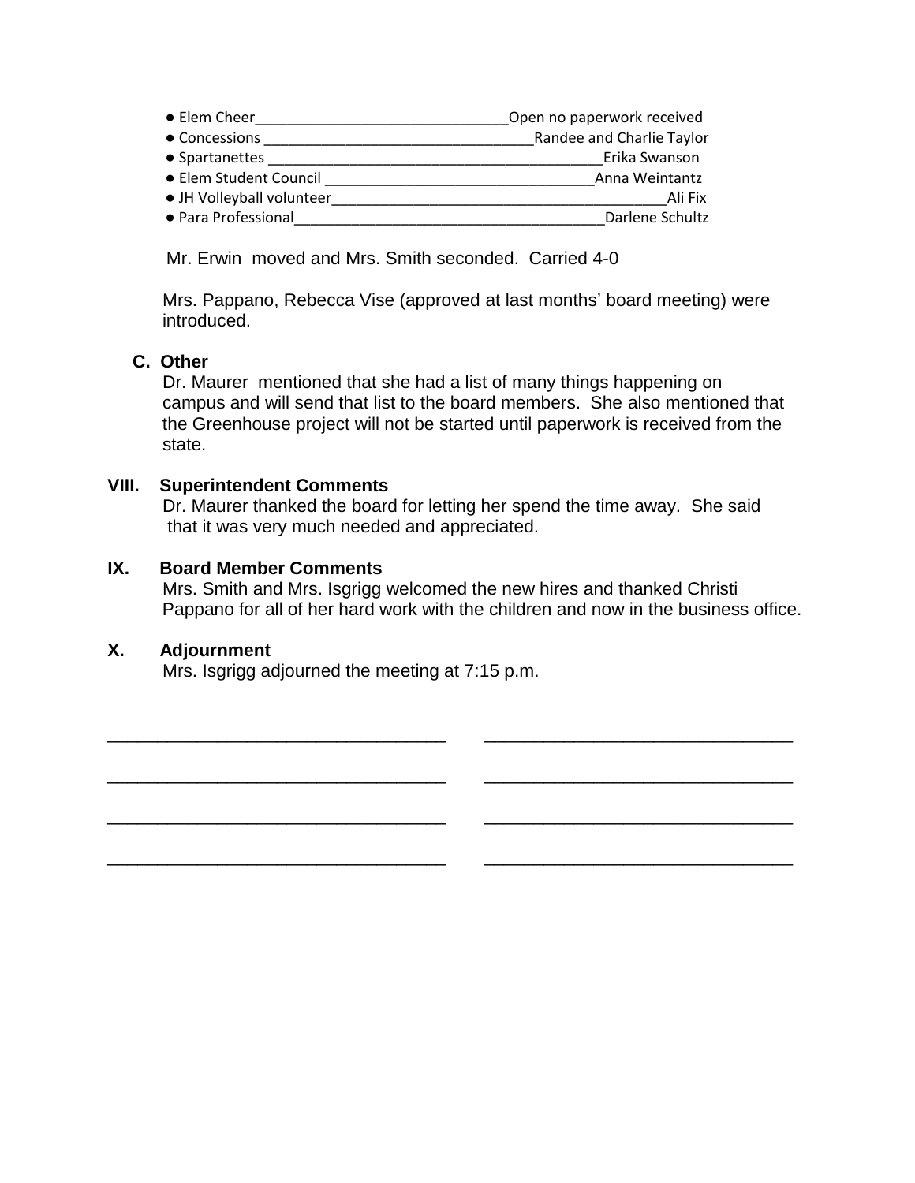- Elem Cheer________________________________Open no paperwork received
- Concessions __________________________________Randee and Charlie Taylor
- Spartanettes _________________________________________Erika Swanson
- Elem Student Council _________________________________Anna Weintantz
- JH Volleyball volunteer__________________________________________Ali Fix
- Para Professional______________________________________Darlene Schultz

Mr. Erwin moved and Mrs. Smith seconded. Carried 4-0

Mrs. Pappano, Rebecca Vise (approved at last months' board meeting) were introduced.

**C. Other**

Dr. Maurer mentioned that she had a list of many things happening on campus and will send that list to the board members. She also mentioned that the Greenhouse project will not be started until paperwork is received from the state.

## VIII. Superintendent Comments

Dr. Maurer thanked the board for letting her spend the time away. She said that it was very much needed and appreciated.

## IX. Board Member Comments

Mrs. Smith and Mrs. Isgrigg welcomed the new hires and thanked Christi Pappano for all of her hard work with the children and now in the business office.

## X. Adjournment

Mrs. Isgrigg adjourned the meeting at 7:15 p.m.

__________________________________ ______________________________

__________________________________ ______________________________

__________________________________ ______________________________

__________________________________ ______________________________